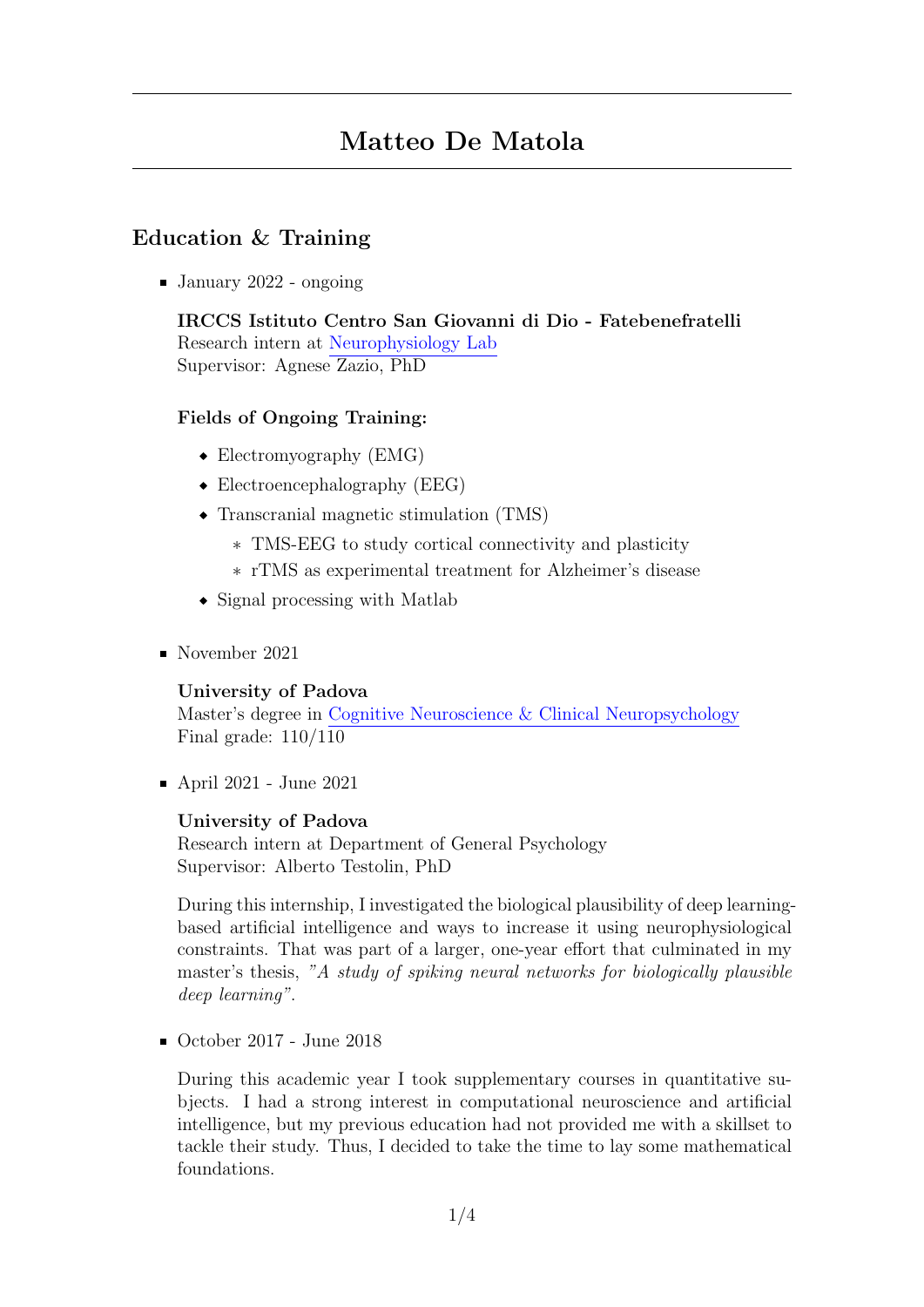# Matteo De Matola

## Education & Training

- January 2022 - ongoing

  **IRCCS Istituto Centro San Giovanni di Dio - Fatebenefratelli**
  Research intern at Neurophysiology Lab
  Supervisor: Agnese Zazio, PhD

  **Fields of Ongoing Training:**

  - Electromyography (EMG)
  - Electroencephalography (EEG)
  - Transcranial magnetic stimulation (TMS)
    - TMS-EEG to study cortical connectivity and plasticity
    - rTMS as experimental treatment for Alzheimer's disease
  - Signal processing with Matlab

- November 2021

  **University of Padova**
  Master's degree in Cognitive Neuroscience & Clinical Neuropsychology
  Final grade: 110/110

- April 2021 - June 2021

  **University of Padova**
  Research intern at Department of General Psychology
  Supervisor: Alberto Testolin, PhD

  During this internship, I investigated the biological plausibility of deep learning-based artificial intelligence and ways to increase it using neurophysiological constraints. That was part of a larger, one-year effort that culminated in my master's thesis, *"A study of spiking neural networks for biologically plausible deep learning"*.

- October 2017 - June 2018

  During this academic year I took supplementary courses in quantitative subjects. I had a strong interest in computational neuroscience and artificial intelligence, but my previous education had not provided me with a skillset to tackle their study. Thus, I decided to take the time to lay some mathematical foundations.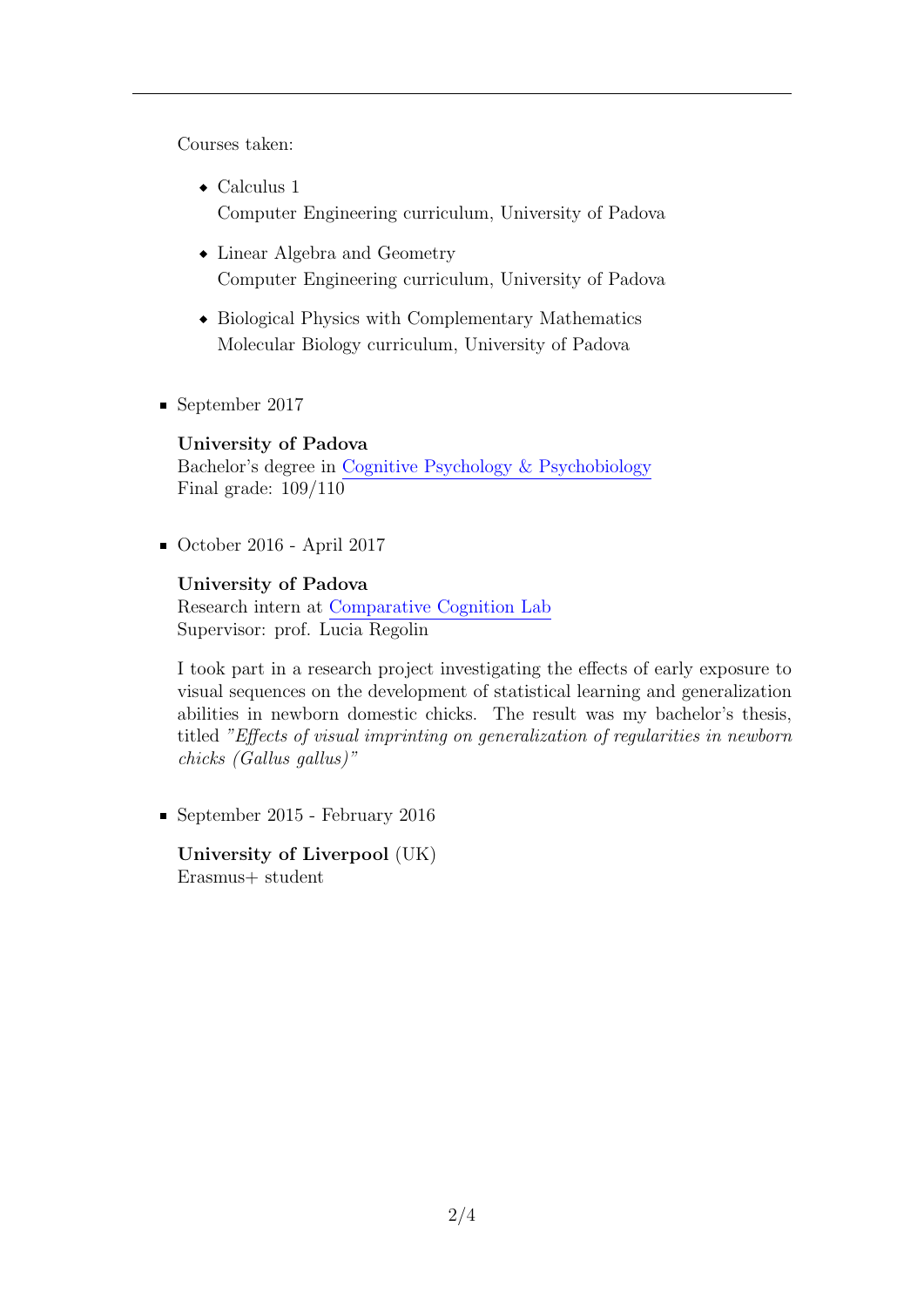Courses taken:

- Calculus 1
  Computer Engineering curriculum, University of Padova
- Linear Algebra and Geometry
  Computer Engineering curriculum, University of Padova
- Biological Physics with Complementary Mathematics
  Molecular Biology curriculum, University of Padova

- September 2017

  **University of Padova**
  Bachelor's degree in Cognitive Psychology & Psychobiology
  Final grade: 109/110

- October 2016 - April 2017

  **University of Padova**
  Research intern at Comparative Cognition Lab
  Supervisor: prof. Lucia Regolin

  I took part in a research project investigating the effects of early exposure to visual sequences on the development of statistical learning and generalization abilities in newborn domestic chicks. The result was my bachelor's thesis, titled *"Effects of visual imprinting on generalization of regularities in newborn chicks (Gallus gallus)"*

- September 2015 - February 2016

  **University of Liverpool** (UK)
  Erasmus+ student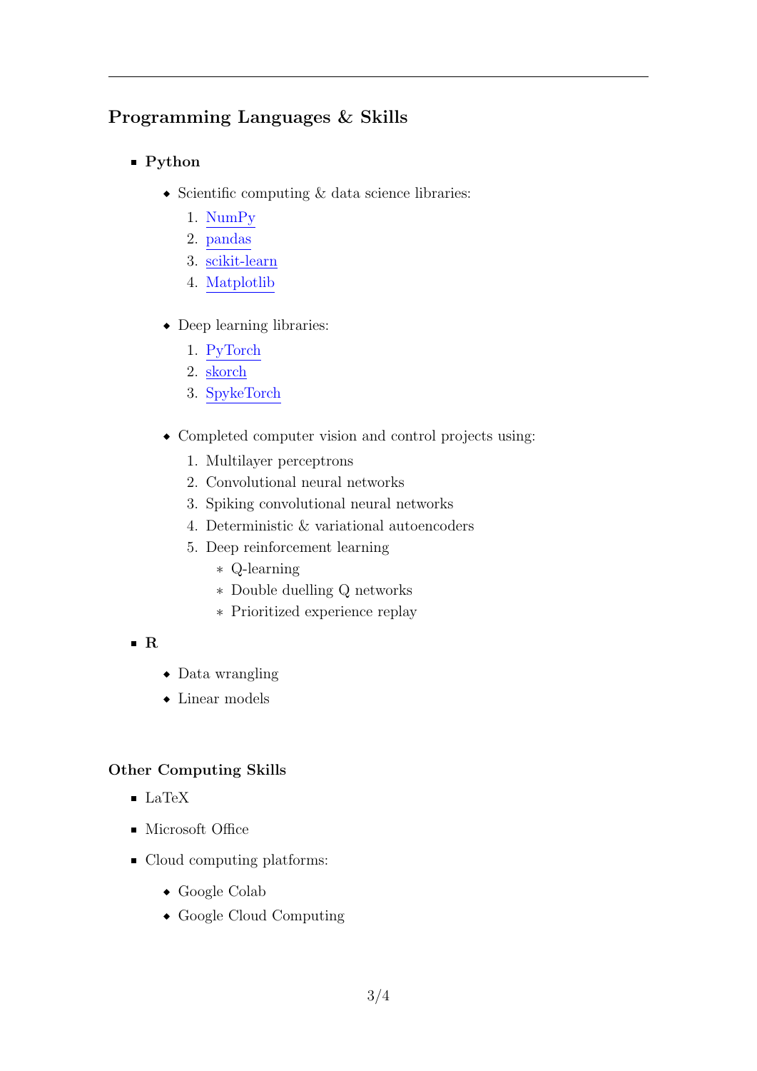---

## Programming Languages & Skills

- **Python**
  - Scientific computing & data science libraries:
    1. NumPy
    2. pandas
    3. scikit-learn
    4. Matplotlib
  - Deep learning libraries:
    1. PyTorch
    2. skorch
    3. SpykeTorch
  - Completed computer vision and control projects using:
    1. Multilayer perceptrons
    2. Convolutional neural networks
    3. Spiking convolutional neural networks
    4. Deterministic & variational autoencoders
    5. Deep reinforcement learning
       - Q-learning
       - Double duelling Q networks
       - Prioritized experience replay
- **R**
  - Data wrangling
  - Linear models

### Other Computing Skills

- LaTeX
- Microsoft Office
- Cloud computing platforms:
  - Google Colab
  - Google Cloud Computing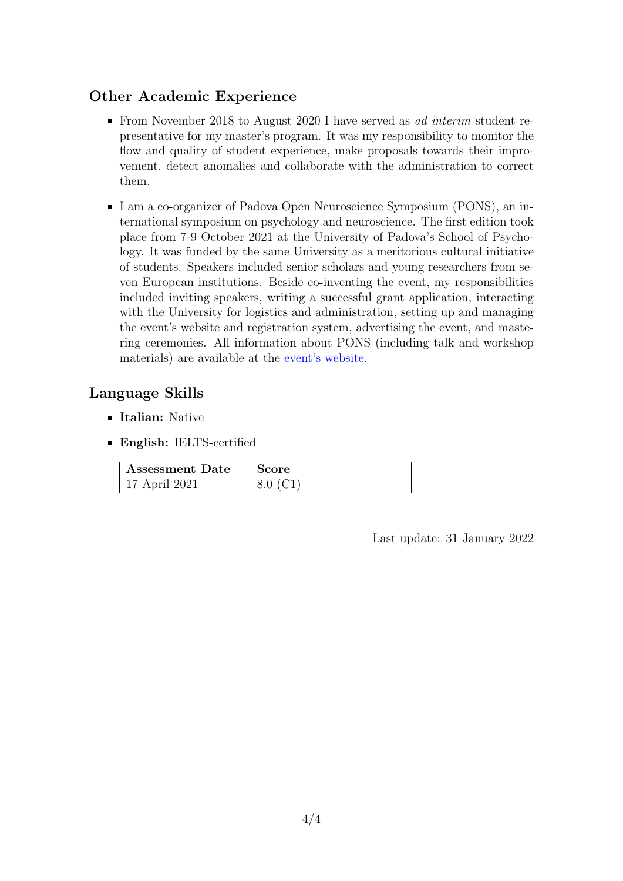## Other Academic Experience

- From November 2018 to August 2020 I have served as *ad interim* student representative for my master's program. It was my responsibility to monitor the flow and quality of student experience, make proposals towards their improvement, detect anomalies and collaborate with the administration to correct them.
- I am a co-organizer of Padova Open Neuroscience Symposium (PONS), an international symposium on psychology and neuroscience. The first edition took place from 7-9 October 2021 at the University of Padova's School of Psychology. It was funded by the same University as a meritorious cultural initiative of students. Speakers included senior scholars and young researchers from seven European institutions. Beside co-inventing the event, my responsibilities included inviting speakers, writing a successful grant application, interacting with the University for logistics and administration, setting up and managing the event's website and registration system, advertising the event, and mastering ceremonies. All information about PONS (including talk and workshop materials) are available at the event's website.

## Language Skills

- **Italian:** Native
- **English:** IELTS-certified

| Assessment Date | Score |
|---|---|
| 17 April 2021 | 8.0 (C1) |

Last update: 31 January 2022